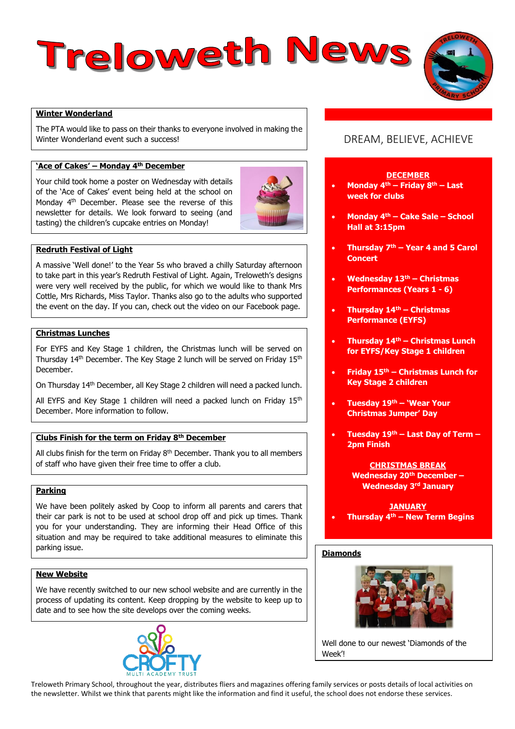# Treloweth News

DREAM, BELIEVE, ACHIEVE

## Winter Wonderland

The PTA would like to pass on their thanks to everyone involved in making the Winter Wonderland event such a success!

## 'Ace of Cakes' – Monday 4th December

Your child took home a poster on Wednesday with details of the 'Ace of Cakes' event being held at the school on Monday 4th December. Please see the reverse of this newsletter for details. We look forward to seeing (and tasting) the children's cupcake entries on Monday!

## Redruth Festival of Light

A massive 'Well done!' to the Year 5s who braved a chilly Saturday afternoon to take part in this year's Redruth Festival of Light. Again, Treloweth's designs were very well received by the public, for which we would like to thank Mrs Cottle, Mrs Richards, Miss Taylor. Thanks also go to the adults who supported the event on the day. If you can, check out the video on our Facebook page.

## Christmas Lunches

For EYFS and Key Stage 1 children, the Christmas lunch will be served on Thursday 14th December. The Key Stage 2 lunch will be served on Friday 15th December.

On Thursday 14th December, all Key Stage 2 children will need a packed lunch.

All EYFS and Key Stage 1 children will need a packed lunch on Friday 15th December. More information to follow.

## Clubs Finish for the term on Friday 8th December

All clubs finish for the term on Friday 8th December. Thank you to all members of staff who have given their free time to offer a club.

## Parking

We have been politely asked by Coop to inform all parents and carers that their car park is not to be used at school drop off and pick up times. Thank you for your understanding. They are informing their Head Office of this situation and may be required to take additional measures to eliminate this parking issue.

## New Website

We have recently switched to our new school website and are currently in the process of updating its content. Keep dropping by the website to keep up to date and to see how the site develops over the coming weeks.

CROFTY MULTI ACADEMY TRUST

## DECEMBER

- **Monday 4th – Friday 8th – Last week for clubs**
- **Monday 4th – Cake Sale – School Hall at 3:15pm**
- **Thursday 7th – Year 4 and 5 Carol Concert**
- **Wednesday 13th – Christmas Performances (Years 1 - 6)**
- **Thursday 14th – Christmas Performance (EYFS)**
- **Thursday 14th – Christmas Lunch for EYFS/Key Stage 1 children**
- **Friday 15th – Christmas Lunch for Key Stage 2 children**
- **Tuesday 19th – 'Wear Your Christmas Jumper' Day**
- **Tuesday 19th – Last Day of Term – 2pm Finish**

## CHRISTMAS BREAK

**Wednesday 20th December – Wednesday 3rd January**

## JANUARY

- **Thursday 4th – New Term Begins**

## Diamonds

Well done to our newest 'Diamonds of the Week'!

Treloweth Primary School, throughout the year, distributes fliers and magazines offering family services or posts details of local activities on the newsletter. Whilst we think that parents might like the information and find it useful, the school does not endorse these services.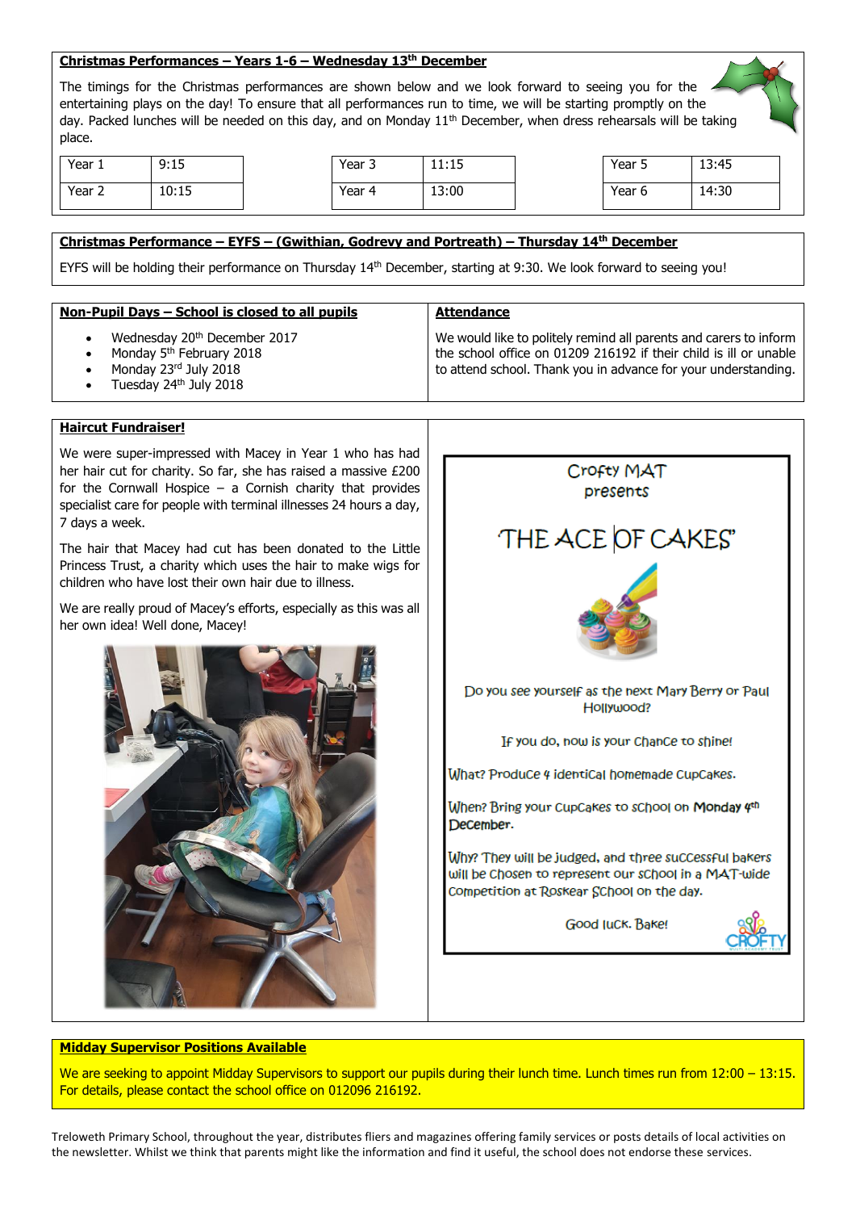## Christmas Performances – Years 1-6 – Wednesday 13th December

The timings for the Christmas performances are shown below and we look forward to seeing you for the entertaining plays on the day! To ensure that all performances run to time, we will be starting promptly on the day. Packed lunches will be needed on this day, and on Monday 11th December, when dress rehearsals will be taking place.

| | | | | | |
|---|---|---|---|---|---|
| Year 1 | 9:15 | Year 3 | 11:15 | Year 5 | 13:45 |
| Year 2 | 10:15 | Year 4 | 13:00 | Year 6 | 14:30 |

## Christmas Performance – EYFS – (Gwithian, Godrevy and Portreath) – Thursday 14th December

EYFS will be holding their performance on Thursday 14th December, starting at 9:30. We look forward to seeing you!

## Non-Pupil Days – School is closed to all pupils

- Wednesday 20th December 2017
- Monday 5th February 2018
- Monday 23rd July 2018
- Tuesday 24th July 2018

## Attendance

We would like to politely remind all parents and carers to inform the school office on 01209 216192 if their child is ill or unable to attend school. Thank you in advance for your understanding.

## Haircut Fundraiser!

We were super-impressed with Macey in Year 1 who has had her hair cut for charity. So far, she has raised a massive £200 for the Cornwall Hospice – a Cornish charity that provides specialist care for people with terminal illnesses 24 hours a day, 7 days a week.

The hair that Macey had cut has been donated to the Little Princess Trust, a charity which uses the hair to make wigs for children who have lost their own hair due to illness.

We are really proud of Macey's efforts, especially as this was all her own idea! Well done, Macey!

Crofty MAT presents

"THE ACE OF CAKES"

Do you see yourself as the next Mary Berry or Paul Hollywood?

If you do, now is your chance to shine!

What? Produce 4 identical homemade cupcakes.

When? Bring your cupcakes to school on **Monday 4th December**.

Why? They will be judged, and three successful bakers will be chosen to represent our school in a MAT-wide competition at Roskear School on the day.

Good luck. Bake!

## Midday Supervisor Positions Available

We are seeking to appoint Midday Supervisors to support our pupils during their lunch time. Lunch times run from 12:00 – 13:15. For details, please contact the school office on 012096 216192.

Treloweth Primary School, throughout the year, distributes fliers and magazines offering family services or posts details of local activities on the newsletter. Whilst we think that parents might like the information and find it useful, the school does not endorse these services.